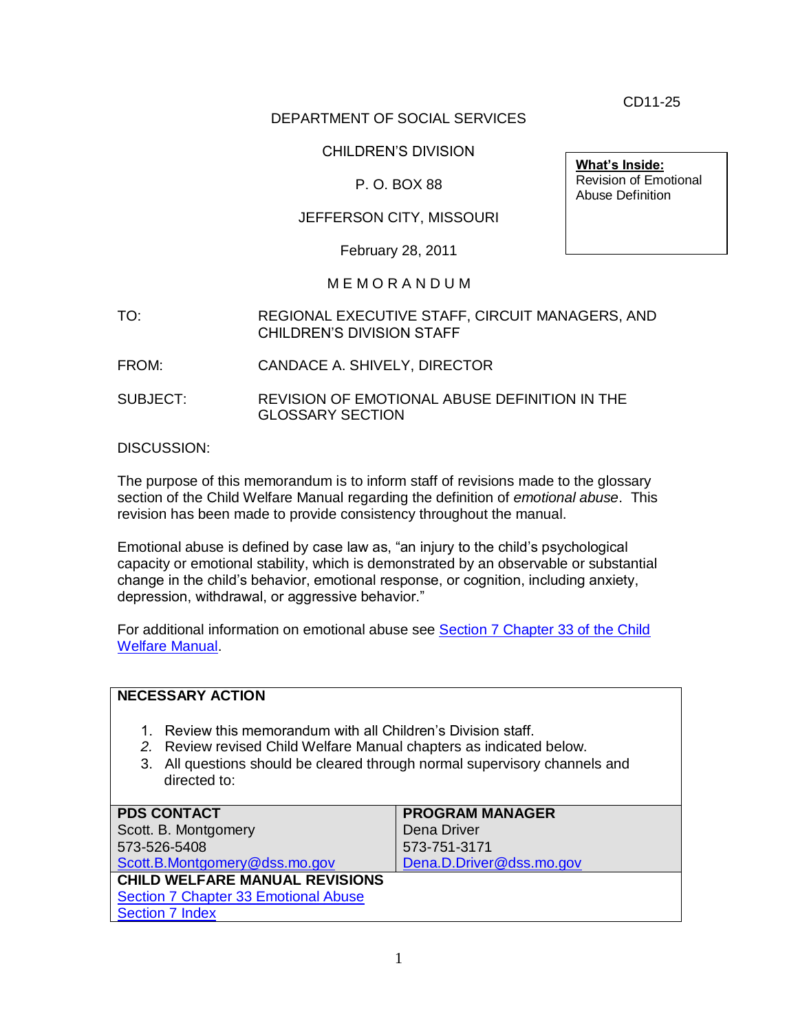CD11-25

DEPARTMENT OF SOCIAL SERVICES

CHILDREN'S DIVISION

P. O. BOX 88

JEFFERSON CITY, MISSOURI

February 28, 2011

**What's Inside:**
Revision of Emotional Abuse Definition

M E M O R A N D U M

TO: REGIONAL EXECUTIVE STAFF, CIRCUIT MANAGERS, AND CHILDREN'S DIVISION STAFF

FROM: CANDACE A. SHIVELY, DIRECTOR

SUBJECT: REVISION OF EMOTIONAL ABUSE DEFINITION IN THE GLOSSARY SECTION

DISCUSSION:

The purpose of this memorandum is to inform staff of revisions made to the glossary section of the Child Welfare Manual regarding the definition of *emotional abuse*. This revision has been made to provide consistency throughout the manual.

Emotional abuse is defined by case law as, "an injury to the child's psychological capacity or emotional stability, which is demonstrated by an observable or substantial change in the child's behavior, emotional response, or cognition, including anxiety, depression, withdrawal, or aggressive behavior."

For additional information on emotional abuse see Section 7 Chapter 33 of the Child Welfare Manual.

**NECESSARY ACTION**

1. Review this memorandum with all Children's Division staff.
2. Review revised Child Welfare Manual chapters as indicated below.
3. All questions should be cleared through normal supervisory channels and directed to:

| PDS CONTACT | PROGRAM MANAGER |
|---|---|
| Scott. B. Montgomery<br>573-526-5408<br>Scott.B.Montgomery@dss.mo.gov | Dena Driver<br>573-751-3171<br>Dena.D.Driver@dss.mo.gov |

**CHILD WELFARE MANUAL REVISIONS**

Section 7 Chapter 33 Emotional Abuse
Section 7 Index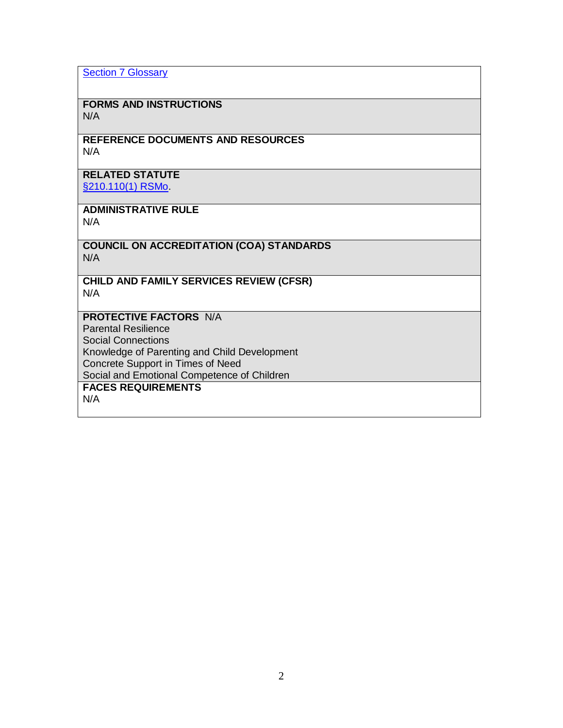[Section 7 Glossary](#)

**FORMS AND INSTRUCTIONS**
N/A

**REFERENCE DOCUMENTS AND RESOURCES**
N/A

**RELATED STATUTE**
§210.110(1) RSMo.

**ADMINISTRATIVE RULE**
N/A

**COUNCIL ON ACCREDITATION (COA) STANDARDS**
N/A

**CHILD AND FAMILY SERVICES REVIEW (CFSR)**
N/A

**PROTECTIVE FACTORS** N/A
Parental Resilience
Social Connections
Knowledge of Parenting and Child Development
Concrete Support in Times of Need
Social and Emotional Competence of Children

**FACES REQUIREMENTS**
N/A